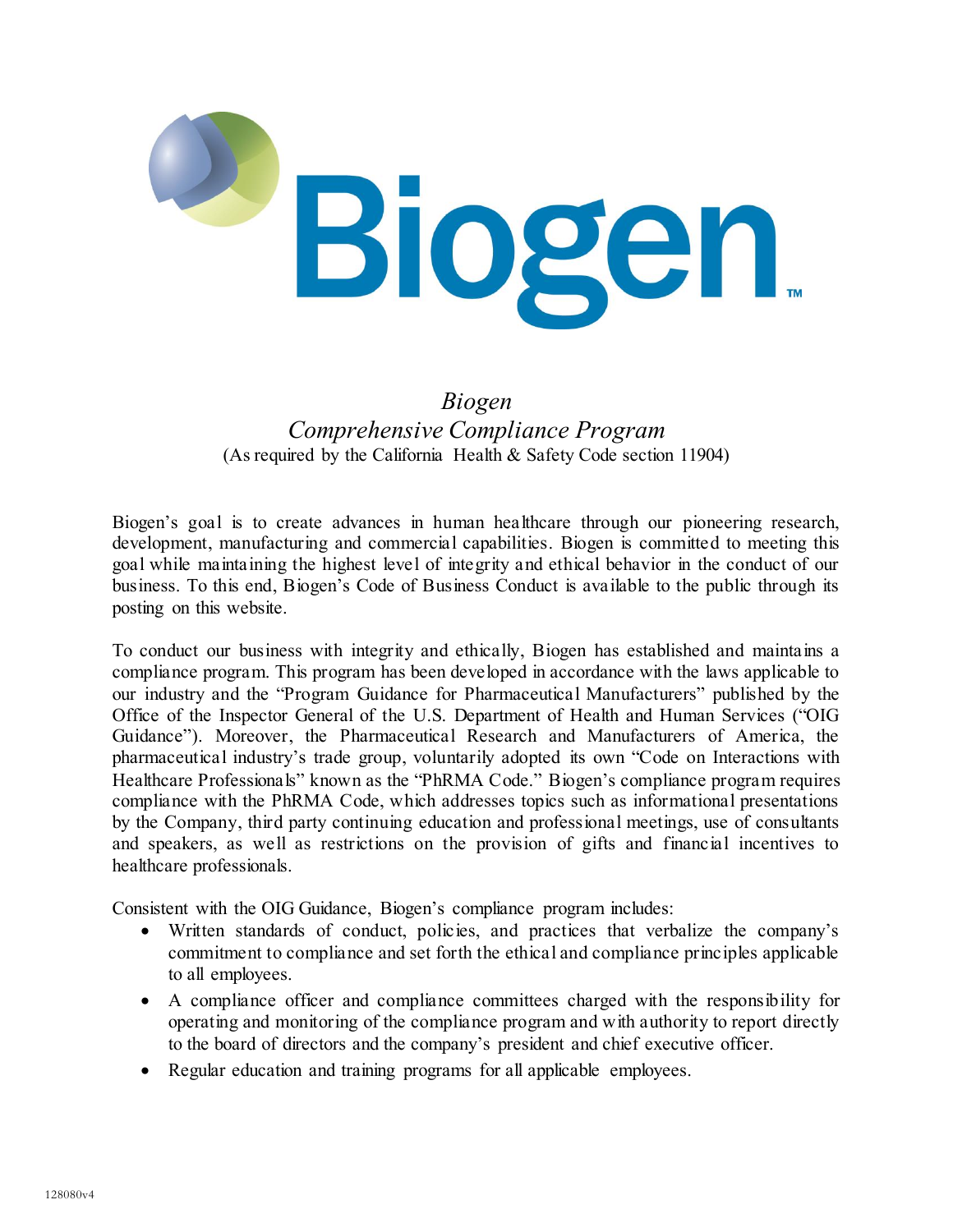# Biogen

## *Biogen Comprehensive Compliance Program*

(As required by the California Health & Safety Code section 11904)

Biogen's goal is to create advances in human healthcare through our pioneering research, development, manufacturing and commercial capabilities. Biogen is committed to meeting this goal while maintaining the highest level of integrity and ethical behavior in the conduct of our business. To this end, Biogen's Code of Business Conduct is available to the public through its posting on this website.

To conduct our business with integrity and ethically, Biogen has established and maintains a compliance program. This program has been developed in accordance with the laws applicable to our industry and the "Program Guidance for Pharmaceutical Manufacturers" published by the Office of the Inspector General of the U.S. Department of Health and Human Services ("OIG Guidance"). Moreover, the Pharmaceutical Research and Manufacturers of America, the pharmaceutical industry's trade group, voluntarily adopted its own "Code on Interactions with Healthcare Professionals" known as the "PhRMA Code." Biogen's compliance program requires compliance with the PhRMA Code, which addresses topics such as informational presentations by the Company, third party continuing education and professional meetings, use of consultants and speakers, as well as restrictions on the provision of gifts and financial incentives to healthcare professionals.

Consistent with the OIG Guidance, Biogen's compliance program includes:

- Written standards of conduct, policies, and practices that verbalize the company's commitment to compliance and set forth the ethical and compliance principles applicable to all employees.
- A compliance officer and compliance committees charged with the responsibility for operating and monitoring of the compliance program and with authority to report directly to the board of directors and the company's president and chief executive officer.
- Regular education and training programs for all applicable employees.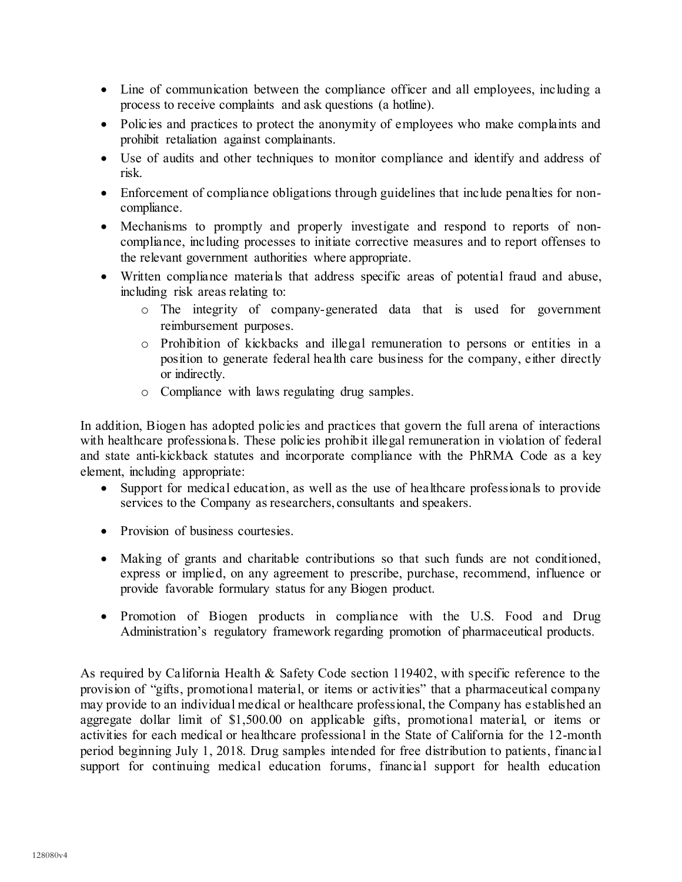- Line of communication between the compliance officer and all employees, including a process to receive complaints and ask questions (a hotline).
- Policies and practices to protect the anonymity of employees who make complaints and prohibit retaliation against complainants.
- Use of audits and other techniques to monitor compliance and identify and address of risk.
- Enforcement of compliance obligations through guidelines that include penalties for non-compliance.
- Mechanisms to promptly and properly investigate and respond to reports of non-compliance, including processes to initiate corrective measures and to report offenses to the relevant government authorities where appropriate.
- Written compliance materials that address specific areas of potential fraud and abuse, including risk areas relating to:
  - The integrity of company-generated data that is used for government reimbursement purposes.
  - Prohibition of kickbacks and illegal remuneration to persons or entities in a position to generate federal health care business for the company, either directly or indirectly.
  - Compliance with laws regulating drug samples.

In addition, Biogen has adopted policies and practices that govern the full arena of interactions with healthcare professionals. These policies prohibit illegal remuneration in violation of federal and state anti-kickback statutes and incorporate compliance with the PhRMA Code as a key element, including appropriate:

- Support for medical education, as well as the use of healthcare professionals to provide services to the Company as researchers, consultants and speakers.
- Provision of business courtesies.
- Making of grants and charitable contributions so that such funds are not conditioned, express or implied, on any agreement to prescribe, purchase, recommend, influence or provide favorable formulary status for any Biogen product.
- Promotion of Biogen products in compliance with the U.S. Food and Drug Administration's regulatory framework regarding promotion of pharmaceutical products.

As required by California Health & Safety Code section 119402, with specific reference to the provision of "gifts, promotional material, or items or activities" that a pharmaceutical company may provide to an individual medical or healthcare professional, the Company has established an aggregate dollar limit of $1,500.00 on applicable gifts, promotional material, or items or activities for each medical or healthcare professional in the State of California for the 12-month period beginning July 1, 2018. Drug samples intended for free distribution to patients, financial support for continuing medical education forums, financial support for health education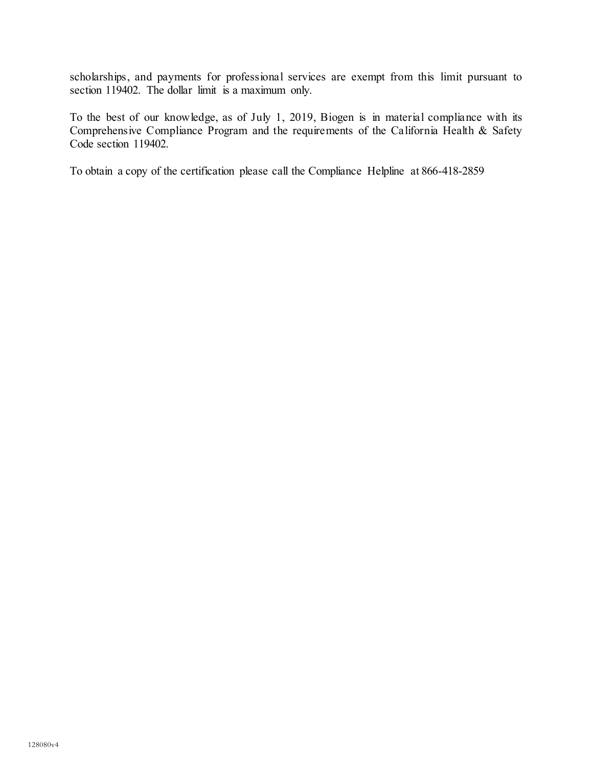scholarships, and payments for professional services are exempt from this limit pursuant to section 119402. The dollar limit is a maximum only.

To the best of our knowledge, as of July 1, 2019, Biogen is in material compliance with its Comprehensive Compliance Program and the requirements of the California Health & Safety Code section 119402.

To obtain a copy of the certification please call the Compliance Helpline at 866-418-2859

128080v4